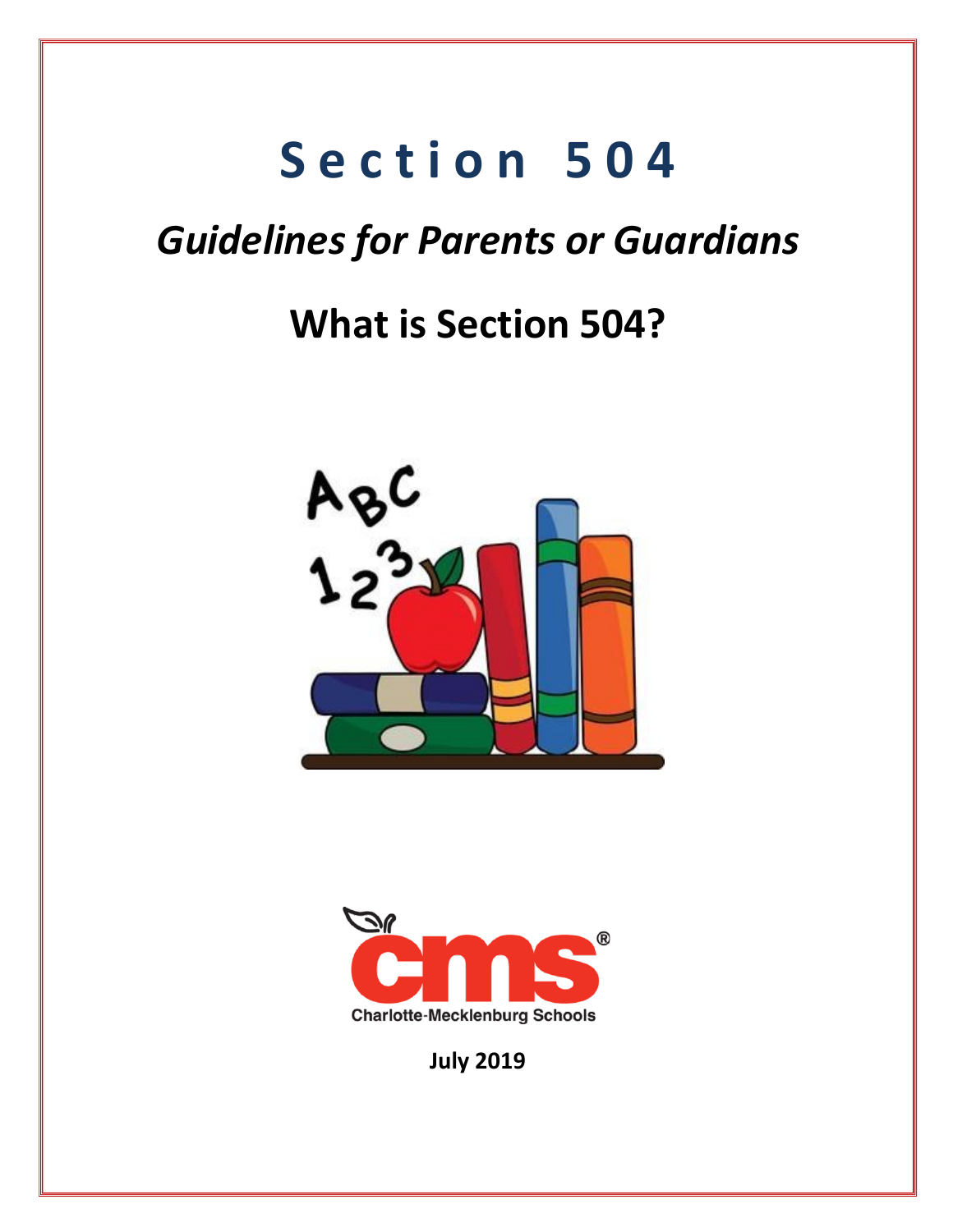# Section 504

## *Guidelines for Parents or Guardians*

## What is Section 504?

Charlote-Mecklenburg Schools

**July 2019**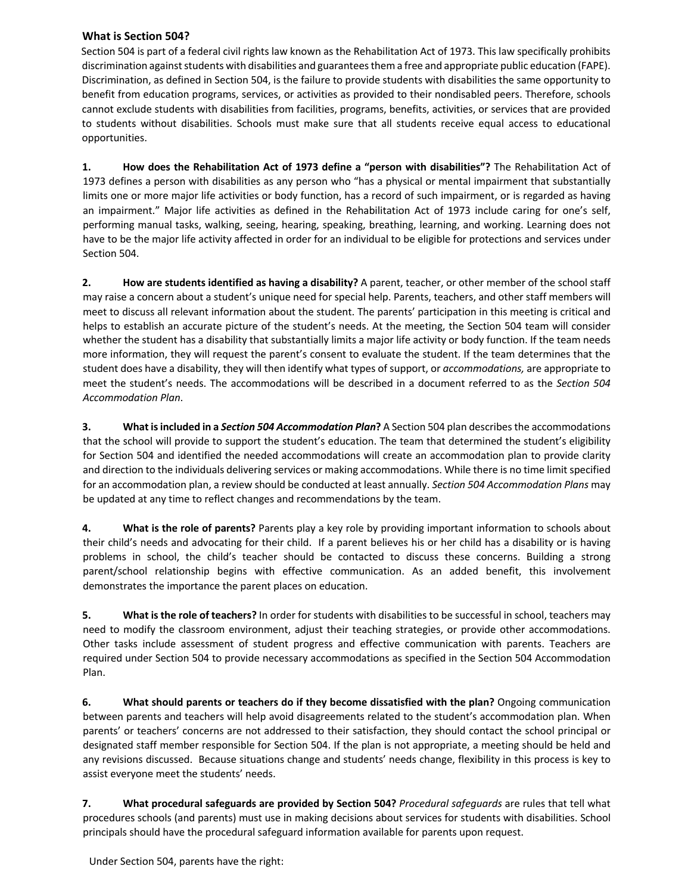### What is Section 504?

Section 504 is part of a federal civil rights law known as the Rehabilitation Act of 1973. This law specifically prohibits discrimination against students with disabilities and guarantees them a free and appropriate public education (FAPE). Discrimination, as defined in Section 504, is the failure to provide students with disabilities the same opportunity to benefit from education programs, services, or activities as provided to their nondisabled peers. Therefore, schools cannot exclude students with disabilities from facilities, programs, benefits, activities, or services that are provided to students without disabilities. Schools must make sure that all students receive equal access to educational opportunities.

1. **How does the Rehabilitation Act of 1973 define a "person with disabilities"?** The Rehabilitation Act of 1973 defines a person with disabilities as any person who "has a physical or mental impairment that substantially limits one or more major life activities or body function, has a record of such impairment, or is regarded as having an impairment." Major life activities as defined in the Rehabilitation Act of 1973 include caring for one's self, performing manual tasks, walking, seeing, hearing, speaking, breathing, learning, and working. Learning does not have to be the major life activity affected in order for an individual to be eligible for protections and services under Section 504.

2. **How are students identified as having a disability?** A parent, teacher, or other member of the school staff may raise a concern about a student's unique need for special help. Parents, teachers, and other staff members will meet to discuss all relevant information about the student. The parents' participation in this meeting is critical and helps to establish an accurate picture of the student's needs. At the meeting, the Section 504 team will consider whether the student has a disability that substantially limits a major life activity or body function. If the team needs more information, they will request the parent's consent to evaluate the student. If the team determines that the student does have a disability, they will then identify what types of support, or *accommodations,* are appropriate to meet the student's needs. The accommodations will be described in a document referred to as the *Section 504 Accommodation Plan*.

3. **What is included in a *Section 504 Accommodation Plan*?** A Section 504 plan describes the accommodations that the school will provide to support the student's education. The team that determined the student's eligibility for Section 504 and identified the needed accommodations will create an accommodation plan to provide clarity and direction to the individuals delivering services or making accommodations. While there is no time limit specified for an accommodation plan, a review should be conducted at least annually. *Section 504 Accommodation Plans* may be updated at any time to reflect changes and recommendations by the team.

4. **What is the role of parents?** Parents play a key role by providing important information to schools about their child's needs and advocating for their child. If a parent believes his or her child has a disability or is having problems in school, the child's teacher should be contacted to discuss these concerns. Building a strong parent/school relationship begins with effective communication. As an added benefit, this involvement demonstrates the importance the parent places on education.

5. **What is the role of teachers?** In order for students with disabilities to be successful in school, teachers may need to modify the classroom environment, adjust their teaching strategies, or provide other accommodations. Other tasks include assessment of student progress and effective communication with parents. Teachers are required under Section 504 to provide necessary accommodations as specified in the Section 504 Accommodation Plan.

6. **What should parents or teachers do if they become dissatisfied with the plan?** Ongoing communication between parents and teachers will help avoid disagreements related to the student's accommodation plan. When parents' or teachers' concerns are not addressed to their satisfaction, they should contact the school principal or designated staff member responsible for Section 504. If the plan is not appropriate, a meeting should be held and any revisions discussed. Because situations change and students' needs change, flexibility in this process is key to assist everyone meet the students' needs.

7. **What procedural safeguards are provided by Section 504?** *Procedural safeguards* are rules that tell what procedures schools (and parents) must use in making decisions about services for students with disabilities. School principals should have the procedural safeguard information available for parents upon request.

Under Section 504, parents have the right: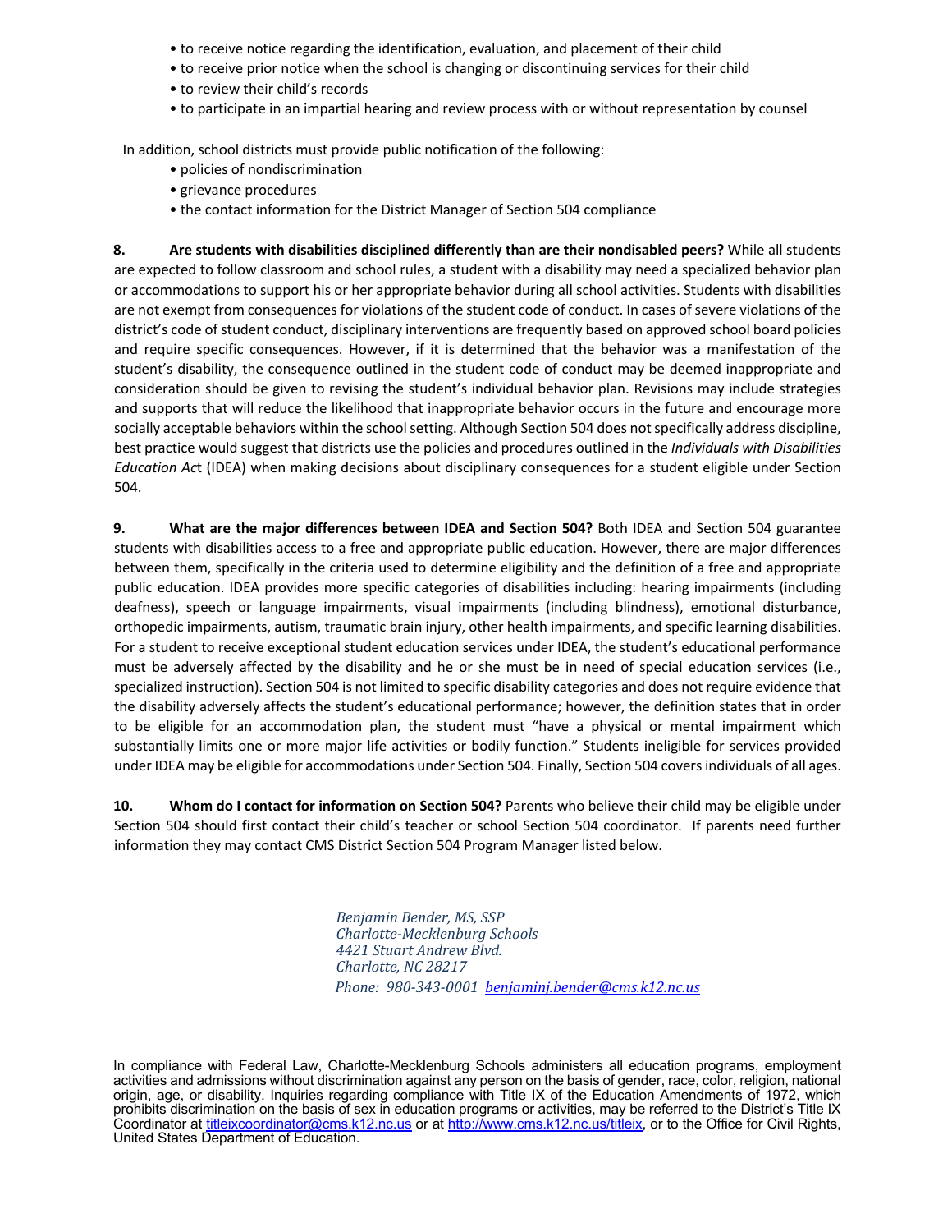- to receive notice regarding the identification, evaluation, and placement of their child
- to receive prior notice when the school is changing or discontinuing services for their child
- to review their child's records
- to participate in an impartial hearing and review process with or without representation by counsel

In addition, school districts must provide public notification of the following:

- policies of nondiscrimination
- grievance procedures
- the contact information for the District Manager of Section 504 compliance

**8. Are students with disabilities disciplined differently than are their nondisabled peers?** While all students are expected to follow classroom and school rules, a student with a disability may need a specialized behavior plan or accommodations to support his or her appropriate behavior during all school activities. Students with disabilities are not exempt from consequences for violations of the student code of conduct. In cases of severe violations of the district's code of student conduct, disciplinary interventions are frequently based on approved school board policies and require specific consequences. However, if it is determined that the behavior was a manifestation of the student's disability, the consequence outlined in the student code of conduct may be deemed inappropriate and consideration should be given to revising the student's individual behavior plan. Revisions may include strategies and supports that will reduce the likelihood that inappropriate behavior occurs in the future and encourage more socially acceptable behaviors within the school setting. Although Section 504 does not specifically address discipline, best practice would suggest that districts use the policies and procedures outlined in the *Individuals with Disabilities Education Act* (IDEA) when making decisions about disciplinary consequences for a student eligible under Section 504.

**9. What are the major differences between IDEA and Section 504?** Both IDEA and Section 504 guarantee students with disabilities access to a free and appropriate public education. However, there are major differences between them, specifically in the criteria used to determine eligibility and the definition of a free and appropriate public education. IDEA provides more specific categories of disabilities including: hearing impairments (including deafness), speech or language impairments, visual impairments (including blindness), emotional disturbance, orthopedic impairments, autism, traumatic brain injury, other health impairments, and specific learning disabilities. For a student to receive exceptional student education services under IDEA, the student's educational performance must be adversely affected by the disability and he or she must be in need of special education services (i.e., specialized instruction). Section 504 is not limited to specific disability categories and does not require evidence that the disability adversely affects the student's educational performance; however, the definition states that in order to be eligible for an accommodation plan, the student must "have a physical or mental impairment which substantially limits one or more major life activities or bodily function." Students ineligible for services provided under IDEA may be eligible for accommodations under Section 504. Finally, Section 504 covers individuals of all ages.

**10. Whom do I contact for information on Section 504?** Parents who believe their child may be eligible under Section 504 should first contact their child's teacher or school Section 504 coordinator. If parents need further information they may contact CMS District Section 504 Program Manager listed below.

*Benjamin Bender, MS, SSP*
*Charlotte-Mecklenburg Schools*
*4421 Stuart Andrew Blvd.*
*Charlotte, NC 28217*
*Phone: 980-343-0001 benjaminj.bender@cms.k12.nc.us*

In compliance with Federal Law, Charlotte-Mecklenburg Schools administers all education programs, employment activities and admissions without discrimination against any person on the basis of gender, race, color, religion, national origin, age, or disability. Inquiries regarding compliance with Title IX of the Education Amendments of 1972, which prohibits discrimination on the basis of sex in education programs or activities, may be referred to the District's Title IX Coordinator at titleixcoordinator@cms.k12.nc.us or at http://www.cms.k12.nc.us/titleix, or to the Office for Civil Rights, United States Department of Education.